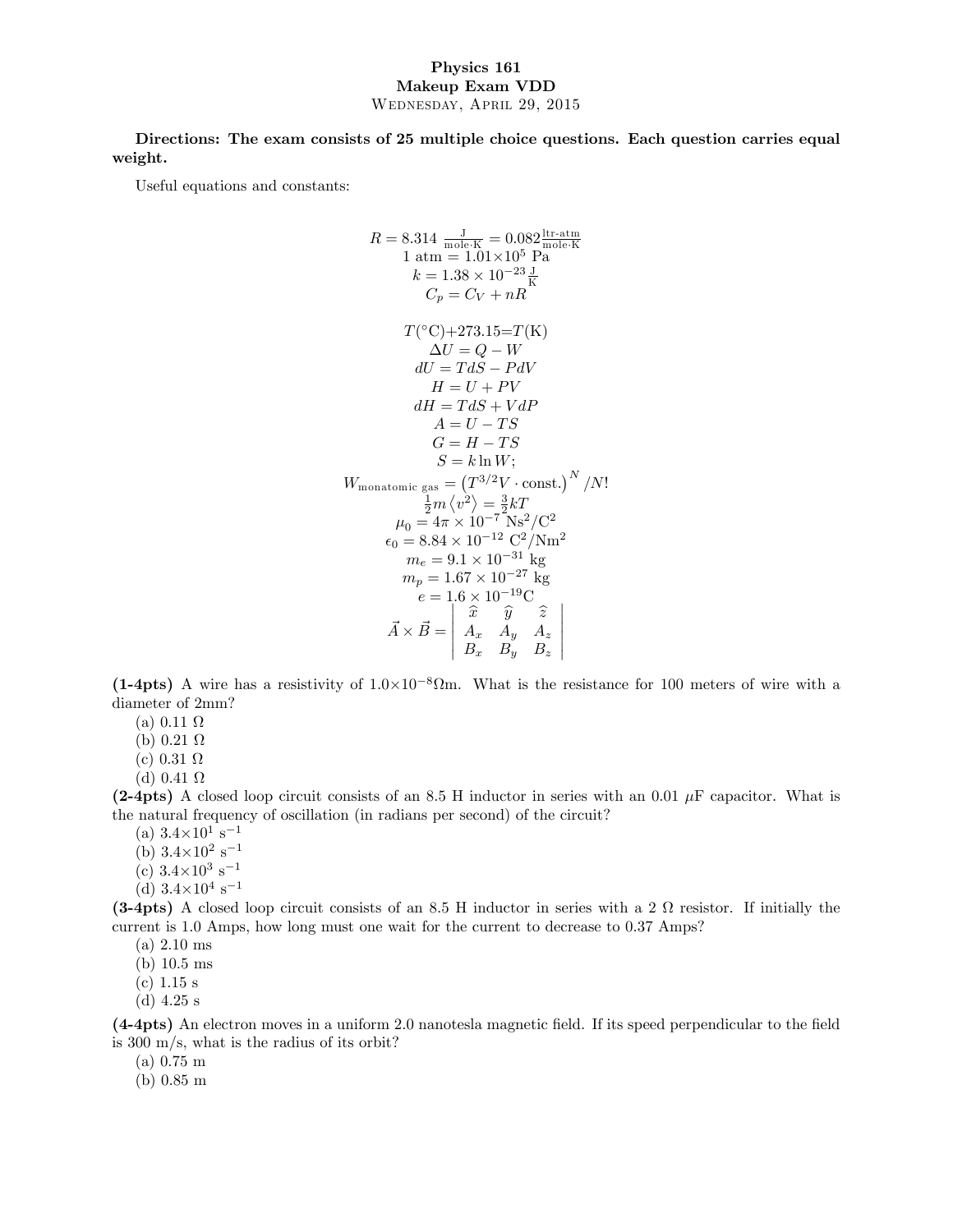**Physics 161**
**Makeup Exam VDD**
Wednesday, April 29, 2015

**Directions: The exam consists of 25 multiple choice questions. Each question carries equal weight.**

Useful equations and constants:

$$R = 8.314\ \frac{\text{J}}{\text{mole}\cdot\text{K}} = 0.082\frac{\text{ltr-atm}}{\text{mole}\cdot\text{K}}$$
$$1\text{ atm} = 1.01\times10^5\text{ Pa}$$
$$k = 1.38\times10^{-23}\frac{\text{J}}{\text{K}}$$
$$C_p = C_V + nR$$

$$T(^\circ\text{C}) + 273.15 = T(\text{K})$$
$$\Delta U = Q - W$$
$$dU = TdS - PdV$$
$$H = U + PV$$
$$dH = TdS + VdP$$
$$A = U - TS$$
$$G = H - TS$$
$$S = k\ln W;$$
$$W_{\text{monatomic gas}} = \left(T^{3/2}V\cdot\text{const.}\right)^N/N!$$
$$\tfrac{1}{2}m\left\langle v^2\right\rangle = \tfrac{3}{2}kT$$
$$\mu_0 = 4\pi\times10^{-7}\text{ Ns}^2/\text{C}^2$$
$$\epsilon_0 = 8.84\times10^{-12}\text{ C}^2/\text{Nm}^2$$
$$m_e = 9.1\times10^{-31}\text{ kg}$$
$$m_p = 1.67\times10^{-27}\text{ kg}$$
$$e = 1.6\times10^{-19}\text{C}$$
$$\vec{A}\times\vec{B} = \begin{vmatrix} \hat{x} & \hat{y} & \hat{z} \\ A_x & A_y & A_z \\ B_x & B_y & B_z \end{vmatrix}$$

**(1-4pts)** A wire has a resistivity of $1.0\times10^{-8}\Omega$m. What is the resistance for 100 meters of wire with a diameter of 2mm?

(a) 0.11 $\Omega$
(b) 0.21 $\Omega$
(c) 0.31 $\Omega$
(d) 0.41 $\Omega$

**(2-4pts)** A closed loop circuit consists of an 8.5 H inductor in series with an 0.01 $\mu$F capacitor. What is the natural frequency of oscillation (in radians per second) of the circuit?

(a) $3.4\times10^1$ s$^{-1}$
(b) $3.4\times10^2$ s$^{-1}$
(c) $3.4\times10^3$ s$^{-1}$
(d) $3.4\times10^4$ s$^{-1}$

**(3-4pts)** A closed loop circuit consists of an 8.5 H inductor in series with a 2 $\Omega$ resistor. If initially the current is 1.0 Amps, how long must one wait for the current to decrease to 0.37 Amps?

(a) 2.10 ms
(b) 10.5 ms
(c) 1.15 s
(d) 4.25 s

**(4-4pts)** An electron moves in a uniform 2.0 nanotesla magnetic field. If its speed perpendicular to the field is 300 m/s, what is the radius of its orbit?

(a) 0.75 m
(b) 0.85 m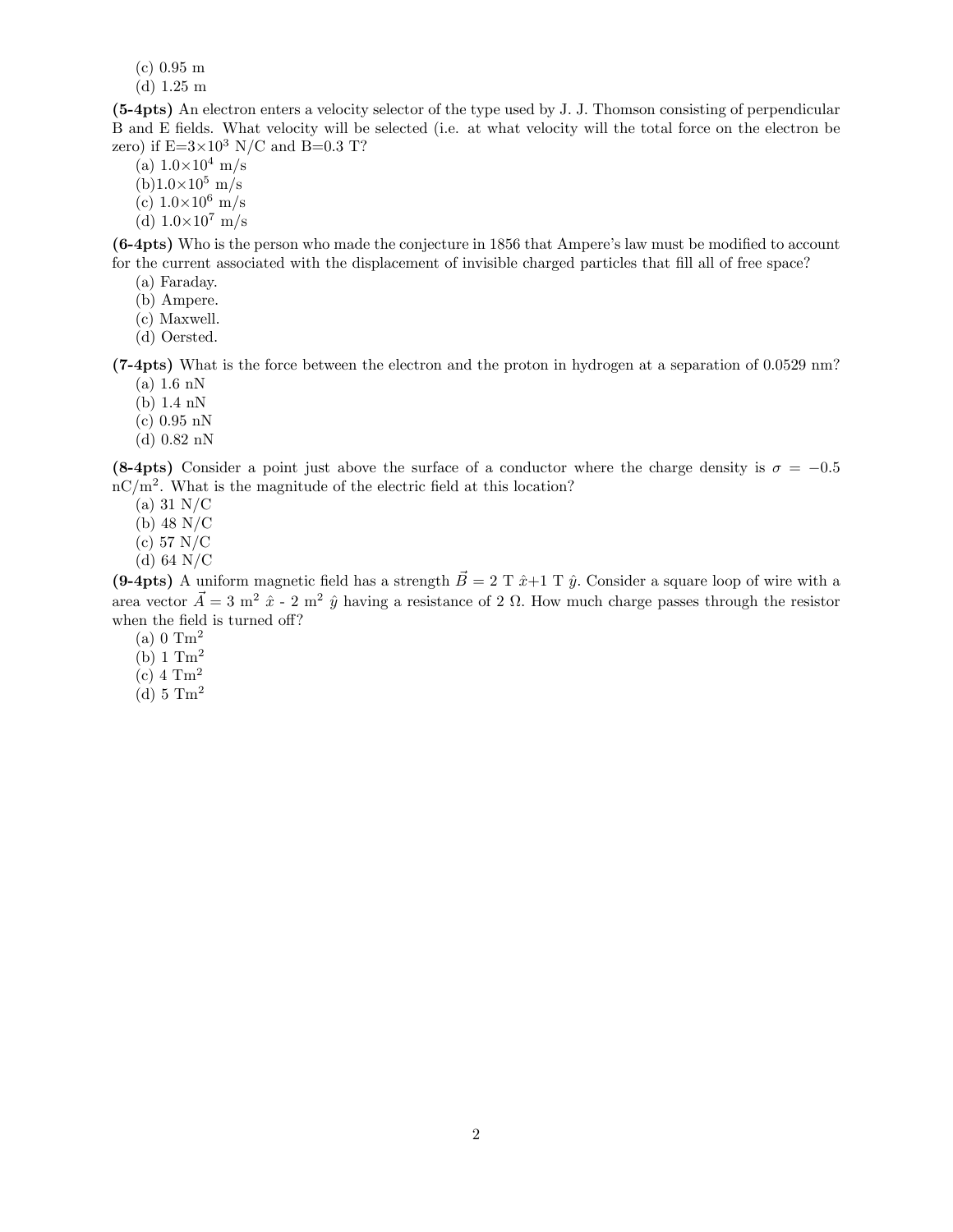(c) 0.95 m
(d) 1.25 m

**(5-4pts)** An electron enters a velocity selector of the type used by J. J. Thomson consisting of perpendicular B and E fields. What velocity will be selected (i.e. at what velocity will the total force on the electron be zero) if E=$3\times10^3$ N/C and B=0.3 T?
(a) $1.0\times10^4$ m/s
(b)$1.0\times10^5$ m/s
(c) $1.0\times10^6$ m/s
(d) $1.0\times10^7$ m/s

**(6-4pts)** Who is the person who made the conjecture in 1856 that Ampere's law must be modified to account for the current associated with the displacement of invisible charged particles that fill all of free space?
(a) Faraday.
(b) Ampere.
(c) Maxwell.
(d) Oersted.

**(7-4pts)** What is the force between the electron and the proton in hydrogen at a separation of 0.0529 nm?
(a) 1.6 nN
(b) 1.4 nN
(c) 0.95 nN
(d) 0.82 nN

**(8-4pts)** Consider a point just above the surface of a conductor where the charge density is $\sigma = -0.5$ nC/m$^2$. What is the magnitude of the electric field at this location?
(a) 31 N/C
(b) 48 N/C
(c) 57 N/C
(d) 64 N/C

**(9-4pts)** A uniform magnetic field has a strength $\vec{B} = 2$ T $\hat{x}$+1 T $\hat{y}$. Consider a square loop of wire with a area vector $\vec{A} = 3$ m$^2$ $\hat{x}$ - 2 m$^2$ $\hat{y}$ having a resistance of 2 $\Omega$. How much charge passes through the resistor when the field is turned off?
(a) 0 Tm$^2$
(b) 1 Tm$^2$
(c) 4 Tm$^2$
(d) 5 Tm$^2$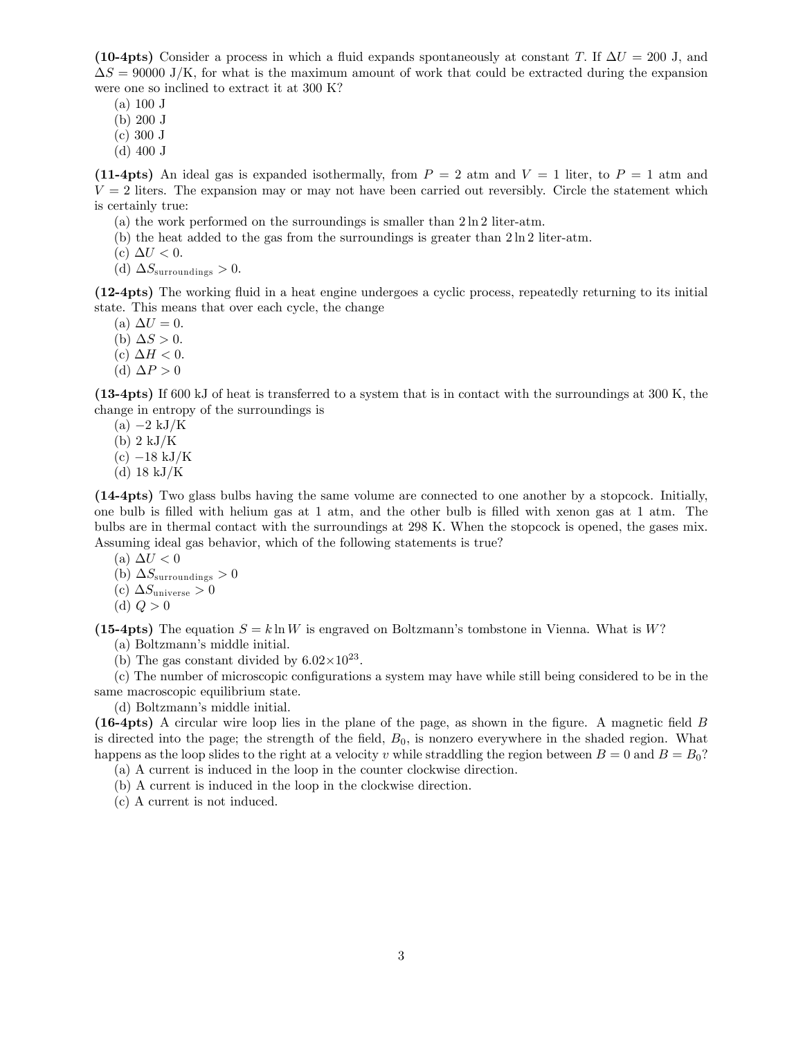**(10-4pts)** Consider a process in which a fluid expands spontaneously at constant $T$. If $\Delta U = 200$ J, and $\Delta S = 90000$ J/K, for what is the maximum amount of work that could be extracted during the expansion were one so inclined to extract it at 300 K?

(a) 100 J
(b) 200 J
(c) 300 J
(d) 400 J

**(11-4pts)** An ideal gas is expanded isothermally, from $P = 2$ atm and $V = 1$ liter, to $P = 1$ atm and $V = 2$ liters. The expansion may or may not have been carried out reversibly. Circle the statement which is certainly true:

(a) the work performed on the surroundings is smaller than $2 \ln 2$ liter-atm.
(b) the heat added to the gas from the surroundings is greater than $2 \ln 2$ liter-atm.
(c) $\Delta U < 0$.
(d) $\Delta S_{\text{surroundings}} > 0$.

**(12-4pts)** The working fluid in a heat engine undergoes a cyclic process, repeatedly returning to its initial state. This means that over each cycle, the change

(a) $\Delta U = 0$.
(b) $\Delta S > 0$.
(c) $\Delta H < 0$.
(d) $\Delta P > 0$

**(13-4pts)** If 600 kJ of heat is transferred to a system that is in contact with the surroundings at 300 K, the change in entropy of the surroundings is

(a) $-2$ kJ/K
(b) 2 kJ/K
(c) $-18$ kJ/K
(d) 18 kJ/K

**(14-4pts)** Two glass bulbs having the same volume are connected to one another by a stopcock. Initially, one bulb is filled with helium gas at 1 atm, and the other bulb is filled with xenon gas at 1 atm. The bulbs are in thermal contact with the surroundings at 298 K. When the stopcock is opened, the gases mix. Assuming ideal gas behavior, which of the following statements is true?

(a) $\Delta U < 0$
(b) $\Delta S_{\text{surroundings}} > 0$
(c) $\Delta S_{\text{universe}} > 0$
(d) $Q > 0$

**(15-4pts)** The equation $S = k \ln W$ is engraved on Boltzmann's tombstone in Vienna. What is $W$?

(a) Boltzmann's middle initial.
(b) The gas constant divided by $6.02 \times 10^{23}$.
(c) The number of microscopic configurations a system may have while still being considered to be in the same macroscopic equilibrium state.
(d) Boltzmann's middle initial.

**(16-4pts)** A circular wire loop lies in the plane of the page, as shown in the figure. A magnetic field $B$ is directed into the page; the strength of the field, $B_0$, is nonzero everywhere in the shaded region. What happens as the loop slides to the right at a velocity $v$ while straddling the region between $B = 0$ and $B = B_0$?

(a) A current is induced in the loop in the counter clockwise direction.
(b) A current is induced in the loop in the clockwise direction.
(c) A current is not induced.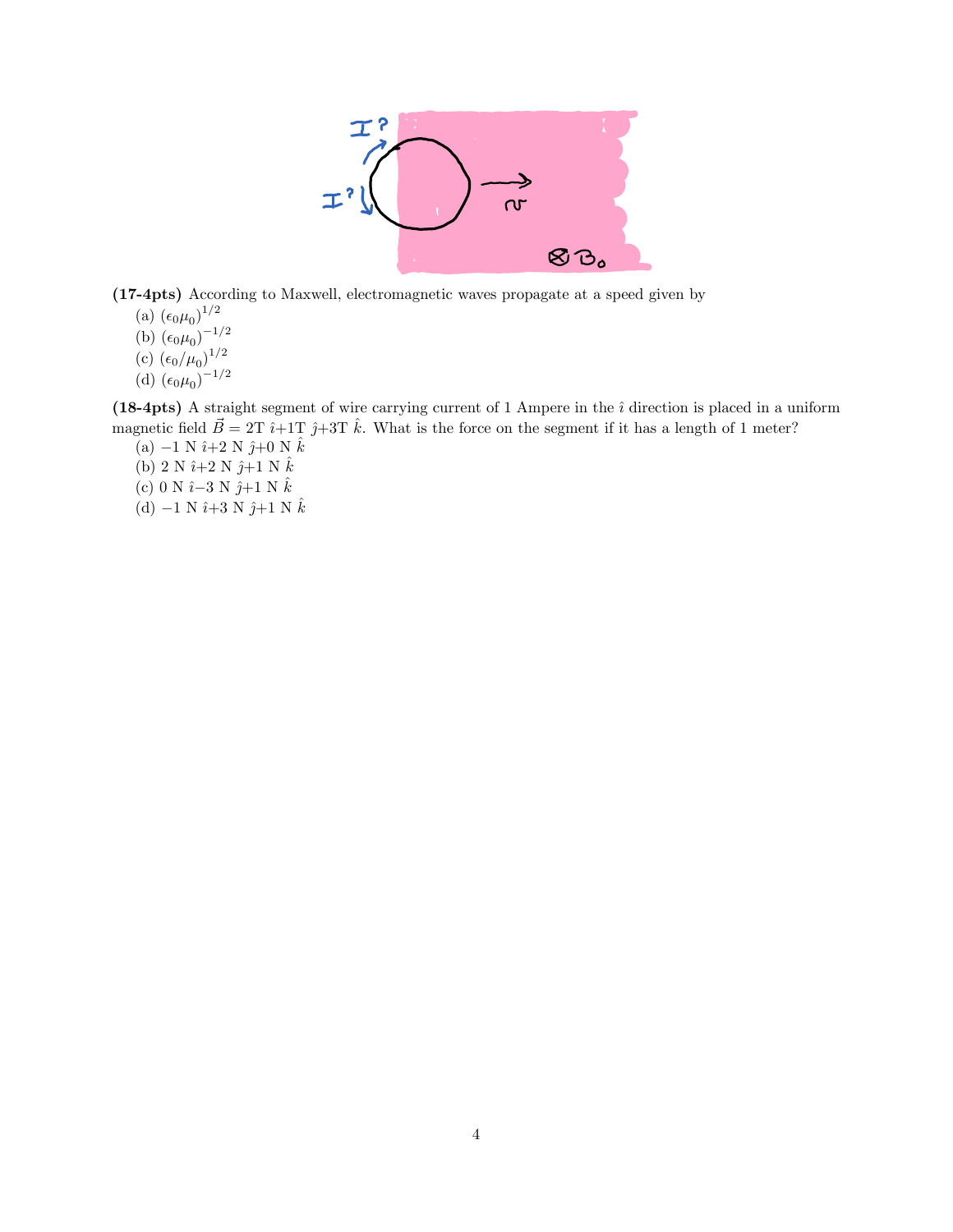**(17-4pts)** According to Maxwell, electromagnetic waves propagate at a speed given by

(a) $(\epsilon_0\mu_0)^{1/2}$
(b) $(\epsilon_0\mu_0)^{-1/2}$
(c) $(\epsilon_0/\mu_0)^{1/2}$
(d) $(\epsilon_0\mu_0)^{-1/2}$

**(18-4pts)** A straight segment of wire carrying current of 1 Ampere in the $\hat{\imath}$ direction is placed in a uniform magnetic field $\vec{B} = 2\text{T}\ \hat{\imath} + 1\text{T}\ \hat{\jmath} + 3\text{T}\ \hat{k}$. What is the force on the segment if it has a length of 1 meter?

(a) $-1$ N $\hat{\imath}$+2 N $\hat{\jmath}$+0 N $\hat{k}$
(b) 2 N $\hat{\imath}$+2 N $\hat{\jmath}$+1 N $\hat{k}$
(c) 0 N $\hat{\imath}-3$ N $\hat{\jmath}$+1 N $\hat{k}$
(d) $-1$ N $\hat{\imath}$+3 N $\hat{\jmath}$+1 N $\hat{k}$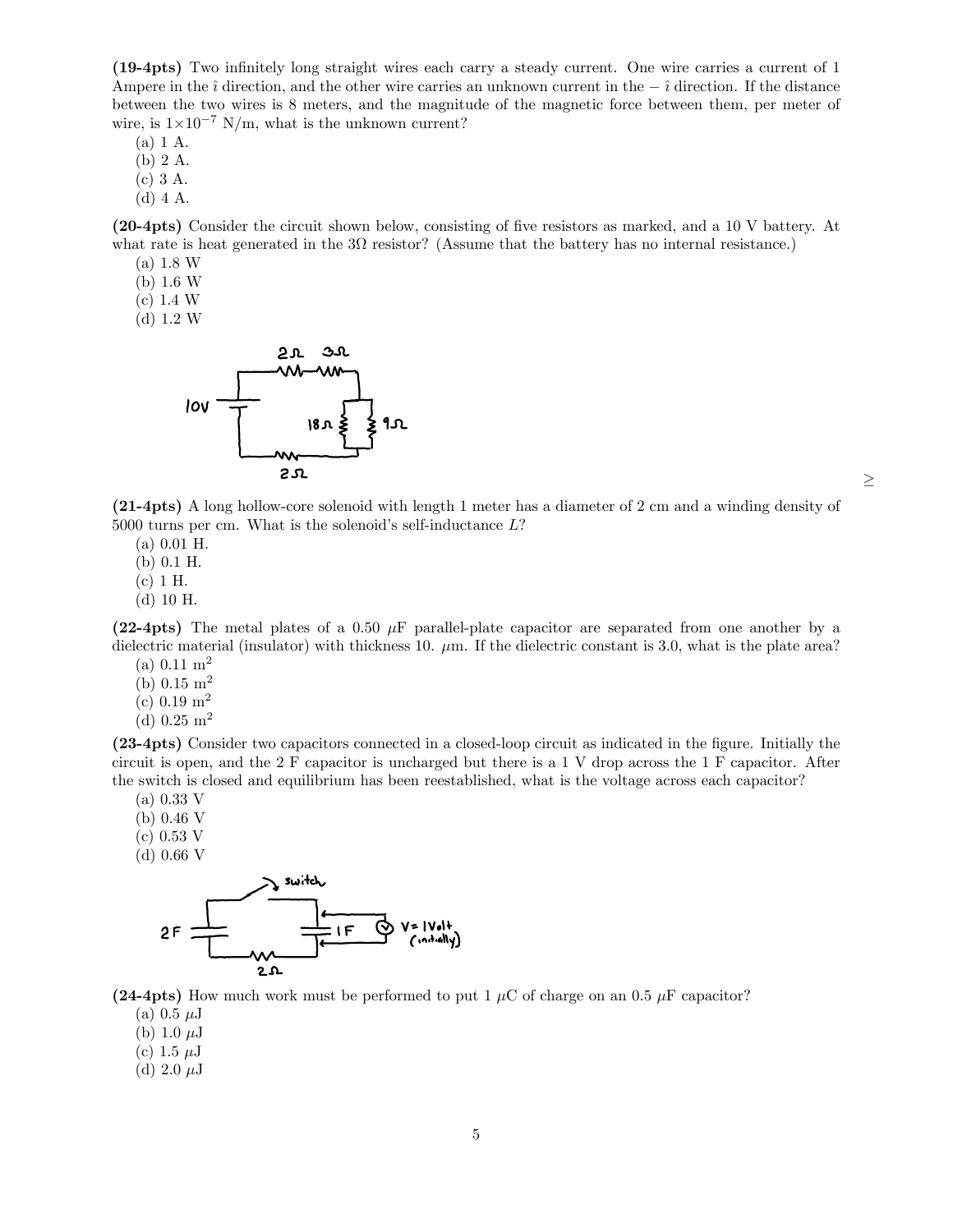**(19-4pts)** Two infinitely long straight wires each carry a steady current. One wire carries a current of 1 Ampere in the $\hat{\imath}$ direction, and the other wire carries an unknown current in the $-\hat{\imath}$ direction. If the distance between the two wires is 8 meters, and the magnitude of the magnetic force between them, per meter of wire, is $1 \times 10^{-7}$ N/m, what is the unknown current?

(a) 1 A.
(b) 2 A.
(c) 3 A.
(d) 4 A.

**(20-4pts)** Consider the circuit shown below, consisting of five resistors as marked, and a 10 V battery. At what rate is heat generated in the $3\Omega$ resistor? (Assume that the battery has no internal resistance.)

(a) 1.8 W
(b) 1.6 W
(c) 1.4 W
(d) 1.2 W

**(21-4pts)** A long hollow-core solenoid with length 1 meter has a diameter of 2 cm and a winding density of 5000 turns per cm. What is the solenoid's self-inductance $L$?

(a) 0.01 H.
(b) 0.1 H.
(c) 1 H.
(d) 10 H.

**(22-4pts)** The metal plates of a 0.50 $\mu$F parallel-plate capacitor are separated from one another by a dielectric material (insulator) with thickness 10. $\mu$m. If the dielectric constant is 3.0, what is the plate area?

(a) 0.11 $m^2$
(b) 0.15 $m^2$
(c) 0.19 $m^2$
(d) 0.25 $m^2$

**(23-4pts)** Consider two capacitors connected in a closed-loop circuit as indicated in the figure. Initially the circuit is open, and the 2 F capacitor is uncharged but there is a 1 V drop across the 1 F capacitor. After the switch is closed and equilibrium has been reestablished, what is the voltage across each capacitor?

(a) 0.33 V
(b) 0.46 V
(c) 0.53 V
(d) 0.66 V

**(24-4pts)** How much work must be performed to put 1 $\mu$C of charge on an 0.5 $\mu$F capacitor?

(a) 0.5 $\mu$J
(b) 1.0 $\mu$J
(c) 1.5 $\mu$J
(d) 2.0 $\mu$J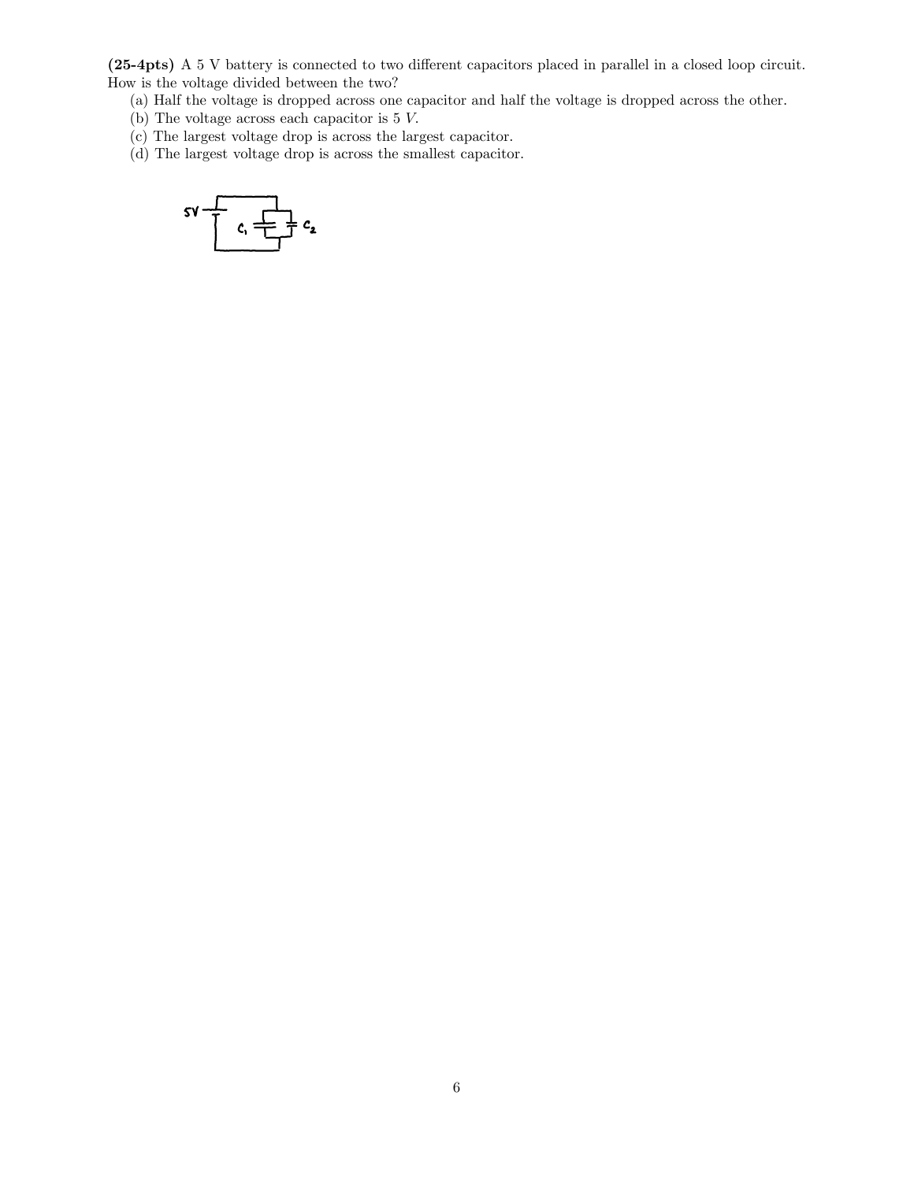**(25-4pts)** A 5 V battery is connected to two different capacitors placed in parallel in a closed loop circuit. How is the voltage divided between the two?

(a) Half the voltage is dropped across one capacitor and half the voltage is dropped across the other.
(b) The voltage across each capacitor is 5 $V$.
(c) The largest voltage drop is across the largest capacitor.
(d) The largest voltage drop is across the smallest capacitor.

5V

$C_1$

$C_2$